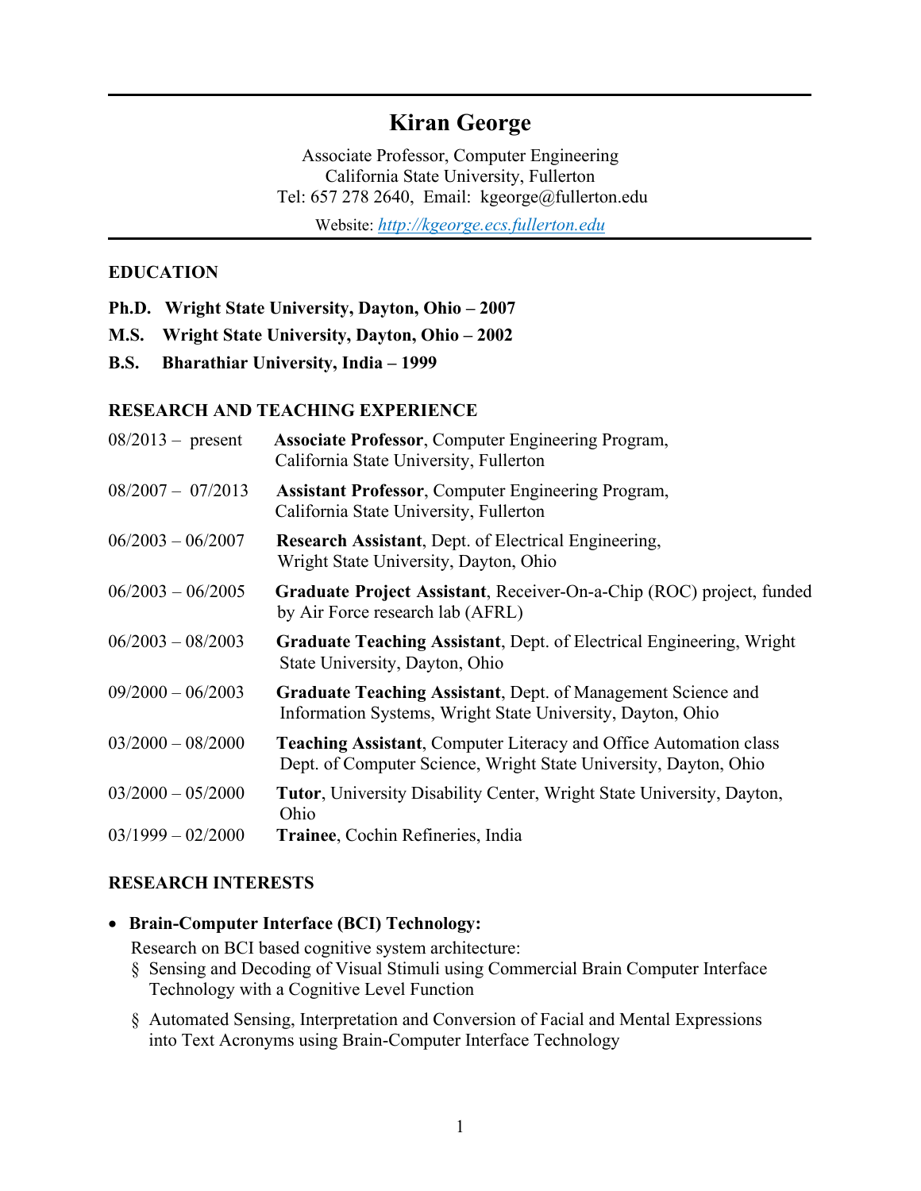# Kiran George

Associate Professor, Computer Engineering
California State University, Fullerton
Tel: 657 278 2640, Email: kgeorge@fullerton.edu

Website: *http://kgeorge.ecs.fullerton.edu*

## EDUCATION

**Ph.D. Wright State University, Dayton, Ohio – 2007**

**M.S. Wright State University, Dayton, Ohio – 2002**

**B.S. Bharathiar University, India – 1999**

## RESEARCH AND TEACHING EXPERIENCE

| | |
|---|---|
| 08/2013 – present | **Associate Professor**, Computer Engineering Program, California State University, Fullerton |
| 08/2007 – 07/2013 | **Assistant Professor**, Computer Engineering Program, California State University, Fullerton |
| 06/2003 – 06/2007 | **Research Assistant**, Dept. of Electrical Engineering, Wright State University, Dayton, Ohio |
| 06/2003 – 06/2005 | **Graduate Project Assistant**, Receiver-On-a-Chip (ROC) project, funded by Air Force research lab (AFRL) |
| 06/2003 – 08/2003 | **Graduate Teaching Assistant**, Dept. of Electrical Engineering, Wright State University, Dayton, Ohio |
| 09/2000 – 06/2003 | **Graduate Teaching Assistant**, Dept. of Management Science and Information Systems, Wright State University, Dayton, Ohio |
| 03/2000 – 08/2000 | **Teaching Assistant**, Computer Literacy and Office Automation class Dept. of Computer Science, Wright State University, Dayton, Ohio |
| 03/2000 – 05/2000 | **Tutor**, University Disability Center, Wright State University, Dayton, Ohio |
| 03/1999 – 02/2000 | **Trainee**, Cochin Refineries, India |

## RESEARCH INTERESTS

- **Brain-Computer Interface (BCI) Technology:**

  Research on BCI based cognitive system architecture:

  - Sensing and Decoding of Visual Stimuli using Commercial Brain Computer Interface Technology with a Cognitive Level Function
  - Automated Sensing, Interpretation and Conversion of Facial and Mental Expressions into Text Acronyms using Brain-Computer Interface Technology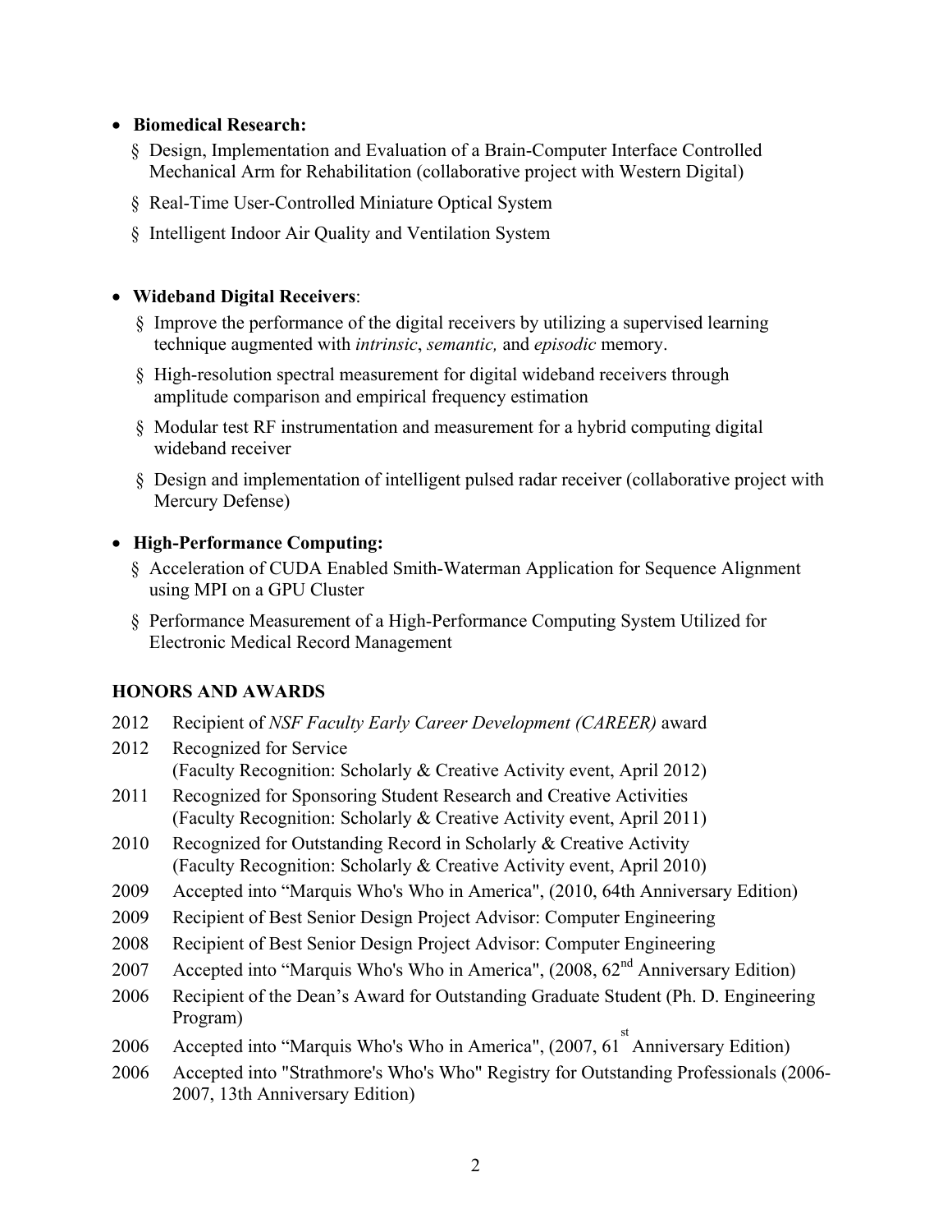- **Biomedical Research:**
  - Design, Implementation and Evaluation of a Brain-Computer Interface Controlled Mechanical Arm for Rehabilitation (collaborative project with Western Digital)
  - Real-Time User-Controlled Miniature Optical System
  - Intelligent Indoor Air Quality and Ventilation System

- **Wideband Digital Receivers**:
  - Improve the performance of the digital receivers by utilizing a supervised learning technique augmented with *intrinsic*, *semantic,* and *episodic* memory.
  - High-resolution spectral measurement for digital wideband receivers through amplitude comparison and empirical frequency estimation
  - Modular test RF instrumentation and measurement for a hybrid computing digital wideband receiver
  - Design and implementation of intelligent pulsed radar receiver (collaborative project with Mercury Defense)

- **High-Performance Computing:**
  - Acceleration of CUDA Enabled Smith-Waterman Application for Sequence Alignment using MPI on a GPU Cluster
  - Performance Measurement of a High-Performance Computing System Utilized for Electronic Medical Record Management

## HONORS AND AWARDS

2012 Recipient of *NSF Faculty Early Career Development (CAREER)* award

2012 Recognized for Service
(Faculty Recognition: Scholarly & Creative Activity event, April 2012)

2011 Recognized for Sponsoring Student Research and Creative Activities
(Faculty Recognition: Scholarly & Creative Activity event, April 2011)

2010 Recognized for Outstanding Record in Scholarly & Creative Activity
(Faculty Recognition: Scholarly & Creative Activity event, April 2010)

2009 Accepted into "Marquis Who's Who in America", (2010, 64th Anniversary Edition)

2009 Recipient of Best Senior Design Project Advisor: Computer Engineering

2008 Recipient of Best Senior Design Project Advisor: Computer Engineering

2007 Accepted into "Marquis Who's Who in America", (2008, 62nd Anniversary Edition)

2006 Recipient of the Dean's Award for Outstanding Graduate Student (Ph. D. Engineering Program)

2006 Accepted into "Marquis Who's Who in America", (2007, 61st Anniversary Edition)

2006 Accepted into "Strathmore's Who's Who" Registry for Outstanding Professionals (2006-2007, 13th Anniversary Edition)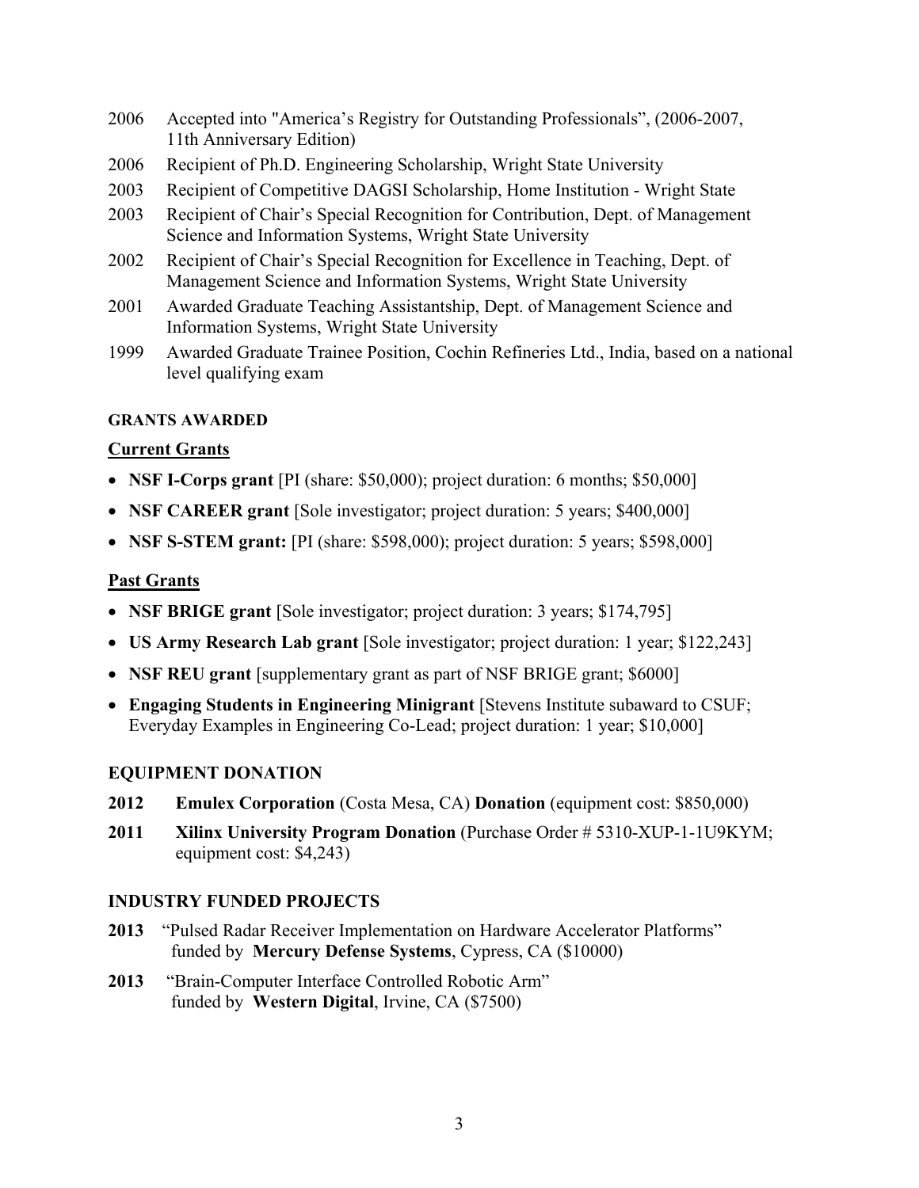- 2006 Accepted into "America's Registry for Outstanding Professionals", (2006-2007, 11th Anniversary Edition)
- 2006 Recipient of Ph.D. Engineering Scholarship, Wright State University
- 2003 Recipient of Competitive DAGSI Scholarship, Home Institution - Wright State
- 2003 Recipient of Chair's Special Recognition for Contribution, Dept. of Management Science and Information Systems, Wright State University
- 2002 Recipient of Chair's Special Recognition for Excellence in Teaching, Dept. of Management Science and Information Systems, Wright State University
- 2001 Awarded Graduate Teaching Assistantship, Dept. of Management Science and Information Systems, Wright State University
- 1999 Awarded Graduate Trainee Position, Cochin Refineries Ltd., India, based on a national level qualifying exam

#### GRANTS AWARDED

**Current Grants**

- **NSF I-Corps grant** [PI (share: $50,000); project duration: 6 months; $50,000]
- **NSF CAREER grant** [Sole investigator; project duration: 5 years; $400,000]
- **NSF S-STEM grant:** [PI (share: $598,000); project duration: 5 years; $598,000]

**Past Grants**

- **NSF BRIGE grant** [Sole investigator; project duration: 3 years; $174,795]
- **US Army Research Lab grant** [Sole investigator; project duration: 1 year; $122,243]
- **NSF REU grant** [supplementary grant as part of NSF BRIGE grant; $6000]
- **Engaging Students in Engineering Minigrant** [Stevens Institute subaward to CSUF; Everyday Examples in Engineering Co-Lead; project duration: 1 year; $10,000]

### EQUIPMENT DONATION

**2012** **Emulex Corporation** (Costa Mesa, CA) **Donation** (equipment cost: $850,000)

**2011** **Xilinx University Program Donation** (Purchase Order # 5310-XUP-1-1U9KYM; equipment cost: $4,243)

### INDUSTRY FUNDED PROJECTS

**2013** "Pulsed Radar Receiver Implementation on Hardware Accelerator Platforms" funded by **Mercury Defense Systems**, Cypress, CA ($10000)

**2013** "Brain-Computer Interface Controlled Robotic Arm" funded by **Western Digital**, Irvine, CA ($7500)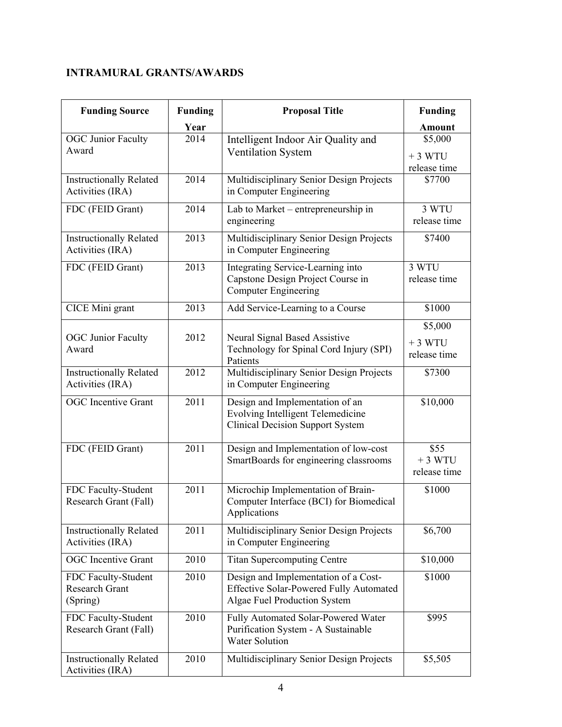**INTRAMURAL GRANTS/AWARDS**

| Funding Source | Funding Year | Proposal Title | Funding Amount |
|---|---|---|---|
| OGC Junior Faculty Award | 2014 | Intelligent Indoor Air Quality and Ventilation System | $5,000 + 3 WTU release time |
| Instructionally Related Activities (IRA) | 2014 | Multidisciplinary Senior Design Projects in Computer Engineering | $7700 |
| FDC (FEID Grant) | 2014 | Lab to Market – entrepreneurship in engineering | 3 WTU release time |
| Instructionally Related Activities (IRA) | 2013 | Multidisciplinary Senior Design Projects in Computer Engineering | $7400 |
| FDC (FEID Grant) | 2013 | Integrating Service-Learning into Capstone Design Project Course in Computer Engineering | 3 WTU release time |
| CICE Mini grant | 2013 | Add Service-Learning to a Course | $1000 |
| OGC Junior Faculty Award | 2012 | Neural Signal Based Assistive Technology for Spinal Cord Injury (SPI) Patients | $5,000 + 3 WTU release time |
| Instructionally Related Activities (IRA) | 2012 | Multidisciplinary Senior Design Projects in Computer Engineering | $7300 |
| OGC Incentive Grant | 2011 | Design and Implementation of an Evolving Intelligent Telemedicine Clinical Decision Support System | $10,000 |
| FDC (FEID Grant) | 2011 | Design and Implementation of low-cost SmartBoards for engineering classrooms | $55 + 3 WTU release time |
| FDC Faculty-Student Research Grant (Fall) | 2011 | Microchip Implementation of Brain-Computer Interface (BCI) for Biomedical Applications | $1000 |
| Instructionally Related Activities (IRA) | 2011 | Multidisciplinary Senior Design Projects in Computer Engineering | $6,700 |
| OGC Incentive Grant | 2010 | Titan Supercomputing Centre | $10,000 |
| FDC Faculty-Student Research Grant (Spring) | 2010 | Design and Implementation of a Cost-Effective Solar-Powered Fully Automated Algae Fuel Production System | $1000 |
| FDC Faculty-Student Research Grant (Fall) | 2010 | Fully Automated Solar-Powered Water Purification System - A Sustainable Water Solution | $995 |
| Instructionally Related Activities (IRA) | 2010 | Multidisciplinary Senior Design Projects | $5,505 |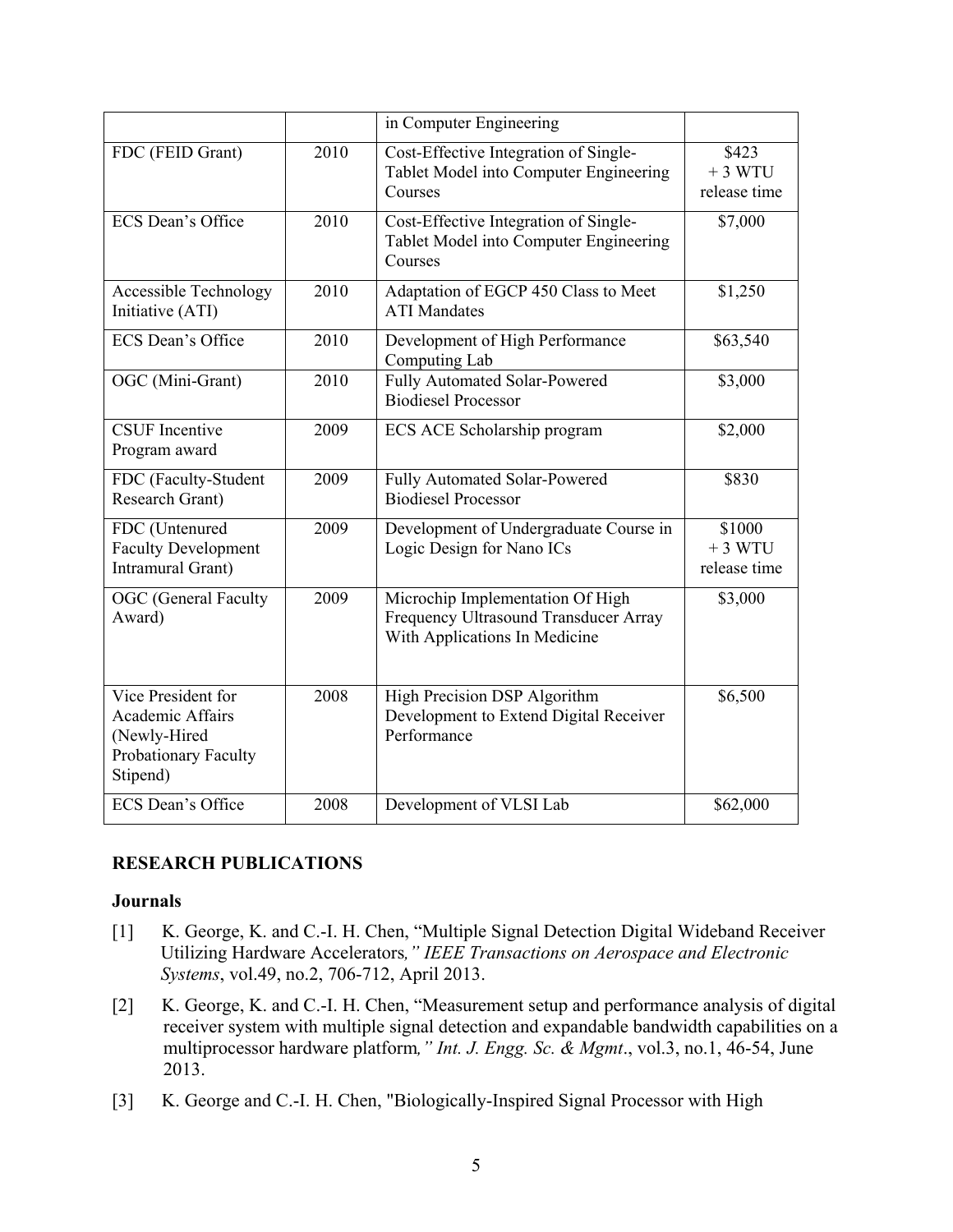| | | in Computer Engineering | |
|---|---|---|---|
| FDC (FEID Grant) | 2010 | Cost-Effective Integration of Single-Tablet Model into Computer Engineering Courses | \$423 + 3 WTU release time |
| ECS Dean's Office | 2010 | Cost-Effective Integration of Single-Tablet Model into Computer Engineering Courses | \$7,000 |
| Accessible Technology Initiative (ATI) | 2010 | Adaptation of EGCP 450 Class to Meet ATI Mandates | \$1,250 |
| ECS Dean's Office | 2010 | Development of High Performance Computing Lab | \$63,540 |
| OGC (Mini-Grant) | 2010 | Fully Automated Solar-Powered Biodiesel Processor | \$3,000 |
| CSUF Incentive Program award | 2009 | ECS ACE Scholarship program | \$2,000 |
| FDC (Faculty-Student Research Grant) | 2009 | Fully Automated Solar-Powered Biodiesel Processor | \$830 |
| FDC (Untenured Faculty Development Intramural Grant) | 2009 | Development of Undergraduate Course in Logic Design for Nano ICs | \$1000 + 3 WTU release time |
| OGC (General Faculty Award) | 2009 | Microchip Implementation Of High Frequency Ultrasound Transducer Array With Applications In Medicine | \$3,000 |
| Vice President for Academic Affairs (Newly-Hired Probationary Faculty Stipend) | 2008 | High Precision DSP Algorithm Development to Extend Digital Receiver Performance | \$6,500 |
| ECS Dean's Office | 2008 | Development of VLSI Lab | \$62,000 |

## RESEARCH PUBLICATIONS

### Journals

[1] K. George, K. and C.-I. H. Chen, "Multiple Signal Detection Digital Wideband Receiver Utilizing Hardware Accelerators*," IEEE Transactions on Aerospace and Electronic Systems*, vol.49, no.2, 706-712, April 2013.

[2] K. George, K. and C.-I. H. Chen, "Measurement setup and performance analysis of digital receiver system with multiple signal detection and expandable bandwidth capabilities on a multiprocessor hardware platform*," Int. J. Engg. Sc. & Mgmt*., vol.3, no.1, 46-54, June 2013.

[3] K. George and C.-I. H. Chen, "Biologically-Inspired Signal Processor with High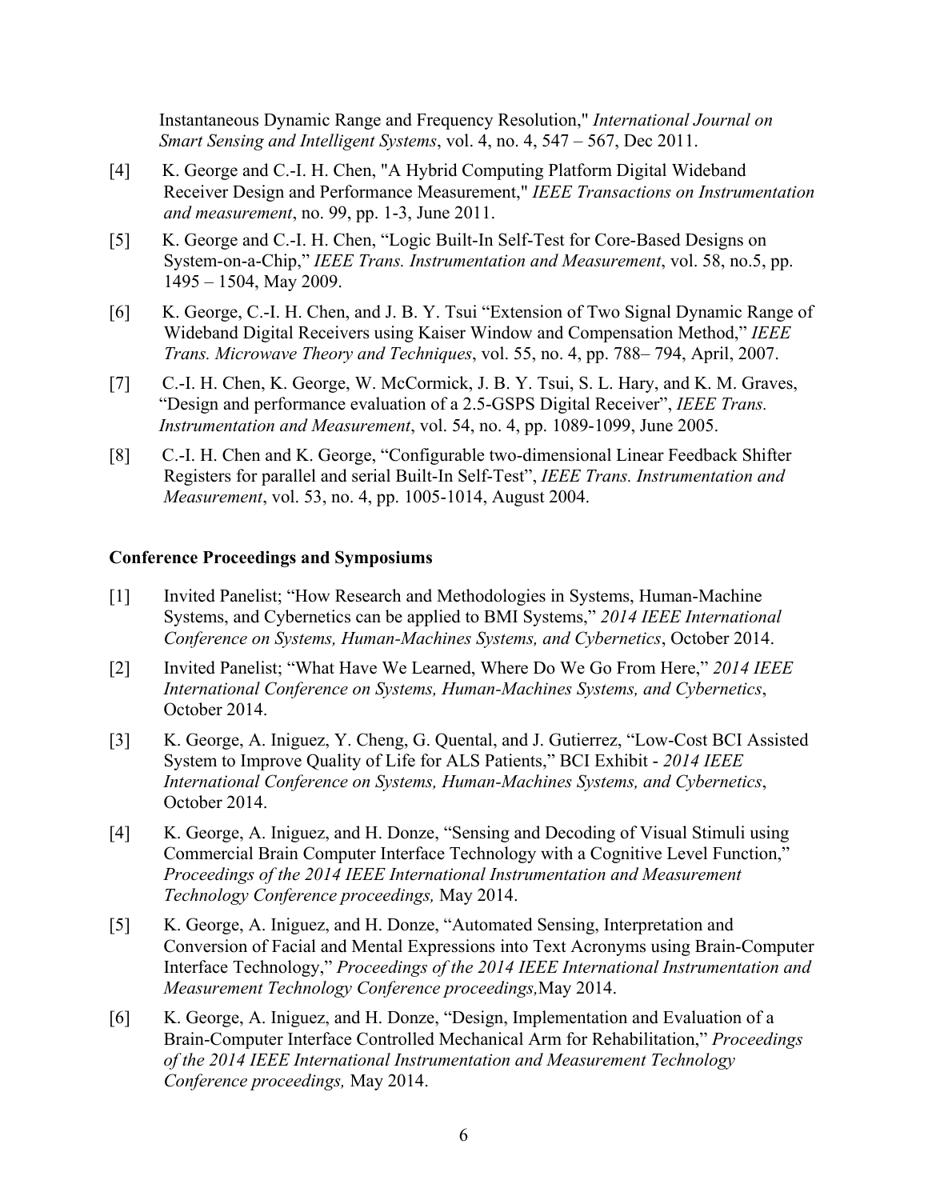Instantaneous Dynamic Range and Frequency Resolution," *International Journal on Smart Sensing and Intelligent Systems*, vol. 4, no. 4, 547 – 567, Dec 2011.

[4] K. George and C.-I. H. Chen, "A Hybrid Computing Platform Digital Wideband Receiver Design and Performance Measurement," *IEEE Transactions on Instrumentation and measurement*, no. 99, pp. 1-3, June 2011.

[5] K. George and C.-I. H. Chen, "Logic Built-In Self-Test for Core-Based Designs on System-on-a-Chip," *IEEE Trans. Instrumentation and Measurement*, vol. 58, no.5, pp. 1495 – 1504, May 2009.

[6] K. George, C.-I. H. Chen, and J. B. Y. Tsui "Extension of Two Signal Dynamic Range of Wideband Digital Receivers using Kaiser Window and Compensation Method," *IEEE Trans. Microwave Theory and Techniques*, vol. 55, no. 4, pp. 788– 794, April, 2007.

[7] C.-I. H. Chen, K. George, W. McCormick, J. B. Y. Tsui, S. L. Hary, and K. M. Graves, "Design and performance evaluation of a 2.5-GSPS Digital Receiver", *IEEE Trans. Instrumentation and Measurement*, vol. 54, no. 4, pp. 1089-1099, June 2005.

[8] C.-I. H. Chen and K. George, "Configurable two-dimensional Linear Feedback Shifter Registers for parallel and serial Built-In Self-Test", *IEEE Trans. Instrumentation and Measurement*, vol. 53, no. 4, pp. 1005-1014, August 2004.

**Conference Proceedings and Symposiums**

[1] Invited Panelist; "How Research and Methodologies in Systems, Human-Machine Systems, and Cybernetics can be applied to BMI Systems," *2014 IEEE International Conference on Systems, Human-Machines Systems, and Cybernetics*, October 2014.

[2] Invited Panelist; "What Have We Learned, Where Do We Go From Here," *2014 IEEE International Conference on Systems, Human-Machines Systems, and Cybernetics*, October 2014.

[3] K. George, A. Iniguez, Y. Cheng, G. Quental, and J. Gutierrez, "Low-Cost BCI Assisted System to Improve Quality of Life for ALS Patients," BCI Exhibit - *2014 IEEE International Conference on Systems, Human-Machines Systems, and Cybernetics*, October 2014.

[4] K. George, A. Iniguez, and H. Donze, "Sensing and Decoding of Visual Stimuli using Commercial Brain Computer Interface Technology with a Cognitive Level Function," *Proceedings of the 2014 IEEE International Instrumentation and Measurement Technology Conference proceedings,* May 2014.

[5] K. George, A. Iniguez, and H. Donze, "Automated Sensing, Interpretation and Conversion of Facial and Mental Expressions into Text Acronyms using Brain-Computer Interface Technology," *Proceedings of the 2014 IEEE International Instrumentation and Measurement Technology Conference proceedings,*May 2014.

[6] K. George, A. Iniguez, and H. Donze, "Design, Implementation and Evaluation of a Brain-Computer Interface Controlled Mechanical Arm for Rehabilitation," *Proceedings of the 2014 IEEE International Instrumentation and Measurement Technology Conference proceedings,* May 2014.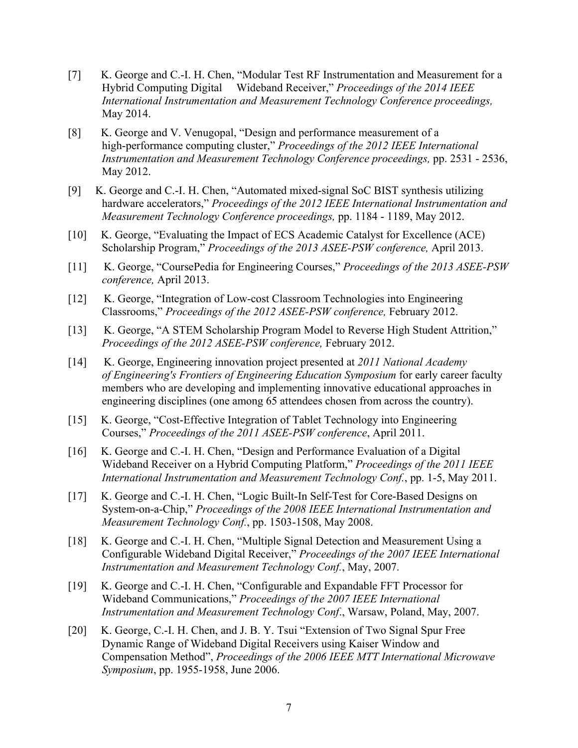[7] K. George and C.-I. H. Chen, "Modular Test RF Instrumentation and Measurement for a Hybrid Computing Digital Wideband Receiver," *Proceedings of the 2014 IEEE International Instrumentation and Measurement Technology Conference proceedings,* May 2014.

[8] K. George and V. Venugopal, "Design and performance measurement of a high-performance computing cluster," *Proceedings of the 2012 IEEE International Instrumentation and Measurement Technology Conference proceedings,* pp. 2531 - 2536, May 2012.

[9] K. George and C.-I. H. Chen, "Automated mixed-signal SoC BIST synthesis utilizing hardware accelerators," *Proceedings of the 2012 IEEE International Instrumentation and Measurement Technology Conference proceedings,* pp. 1184 - 1189, May 2012.

[10] K. George, "Evaluating the Impact of ECS Academic Catalyst for Excellence (ACE) Scholarship Program," *Proceedings of the 2013 ASEE-PSW conference,* April 2013.

[11] K. George, "CoursePedia for Engineering Courses," *Proceedings of the 2013 ASEE-PSW conference,* April 2013.

[12] K. George, "Integration of Low-cost Classroom Technologies into Engineering Classrooms," *Proceedings of the 2012 ASEE-PSW conference,* February 2012.

[13] K. George, "A STEM Scholarship Program Model to Reverse High Student Attrition," *Proceedings of the 2012 ASEE-PSW conference,* February 2012.

[14] K. George, Engineering innovation project presented at *2011 National Academy of Engineering's Frontiers of Engineering Education Symposium* for early career faculty members who are developing and implementing innovative educational approaches in engineering disciplines (one among 65 attendees chosen from across the country).

[15] K. George, "Cost-Effective Integration of Tablet Technology into Engineering Courses," *Proceedings of the 2011 ASEE-PSW conference*, April 2011.

[16] K. George and C.-I. H. Chen, "Design and Performance Evaluation of a Digital Wideband Receiver on a Hybrid Computing Platform," *Proceedings of the 2011 IEEE International Instrumentation and Measurement Technology Conf.*, pp. 1-5, May 2011.

[17] K. George and C.-I. H. Chen, "Logic Built-In Self-Test for Core-Based Designs on System-on-a-Chip," *Proceedings of the 2008 IEEE International Instrumentation and Measurement Technology Conf.*, pp. 1503-1508, May 2008.

[18] K. George and C.-I. H. Chen, "Multiple Signal Detection and Measurement Using a Configurable Wideband Digital Receiver," *Proceedings of the 2007 IEEE International Instrumentation and Measurement Technology Conf.*, May, 2007.

[19] K. George and C.-I. H. Chen, "Configurable and Expandable FFT Processor for Wideband Communications," *Proceedings of the 2007 IEEE International Instrumentation and Measurement Technology Conf*., Warsaw, Poland, May, 2007.

[20] K. George, C.-I. H. Chen, and J. B. Y. Tsui "Extension of Two Signal Spur Free Dynamic Range of Wideband Digital Receivers using Kaiser Window and Compensation Method", *Proceedings of the 2006 IEEE MTT International Microwave Symposium*, pp. 1955-1958, June 2006.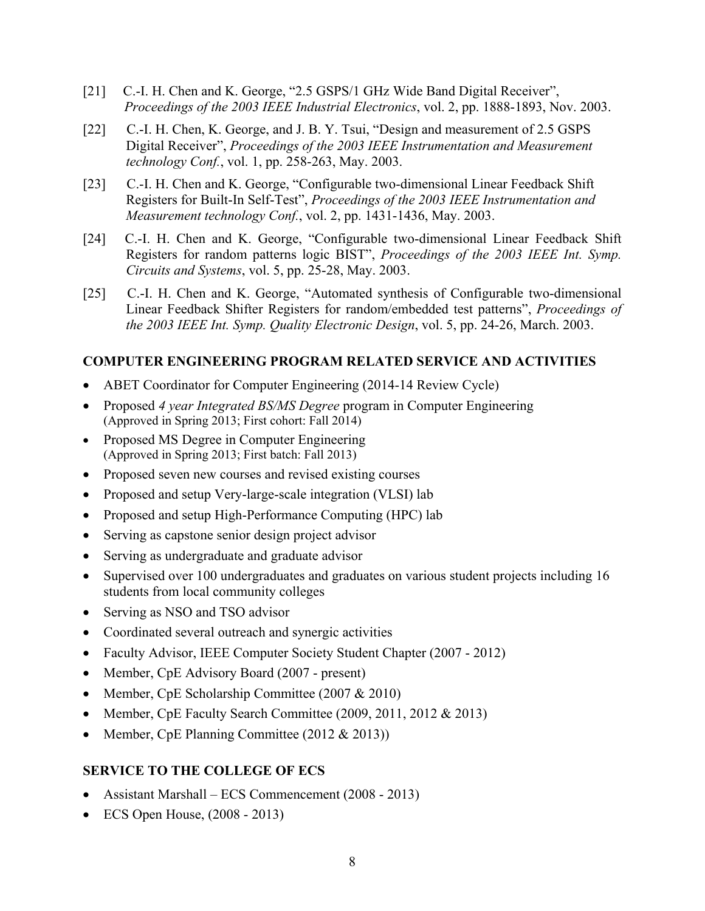[21] C.-I. H. Chen and K. George, "2.5 GSPS/1 GHz Wide Band Digital Receiver", *Proceedings of the 2003 IEEE Industrial Electronics*, vol. 2, pp. 1888-1893, Nov. 2003.

[22] C.-I. H. Chen, K. George, and J. B. Y. Tsui, "Design and measurement of 2.5 GSPS Digital Receiver", *Proceedings of the 2003 IEEE Instrumentation and Measurement technology Conf.*, vol. 1, pp. 258-263, May. 2003.

[23] C.-I. H. Chen and K. George, "Configurable two-dimensional Linear Feedback Shift Registers for Built-In Self-Test", *Proceedings of the 2003 IEEE Instrumentation and Measurement technology Conf.*, vol. 2, pp. 1431-1436, May. 2003.

[24] C.-I. H. Chen and K. George, "Configurable two-dimensional Linear Feedback Shift Registers for random patterns logic BIST", *Proceedings of the 2003 IEEE Int. Symp. Circuits and Systems*, vol. 5, pp. 25-28, May. 2003.

[25] C.-I. H. Chen and K. George, "Automated synthesis of Configurable two-dimensional Linear Feedback Shifter Registers for random/embedded test patterns", *Proceedings of the 2003 IEEE Int. Symp. Quality Electronic Design*, vol. 5, pp. 24-26, March. 2003.

## COMPUTER ENGINEERING PROGRAM RELATED SERVICE AND ACTIVITIES

- ABET Coordinator for Computer Engineering (2014-14 Review Cycle)
- Proposed *4 year Integrated BS/MS Degree* program in Computer Engineering (Approved in Spring 2013; First cohort: Fall 2014)
- Proposed MS Degree in Computer Engineering (Approved in Spring 2013; First batch: Fall 2013)
- Proposed seven new courses and revised existing courses
- Proposed and setup Very-large-scale integration (VLSI) lab
- Proposed and setup High-Performance Computing (HPC) lab
- Serving as capstone senior design project advisor
- Serving as undergraduate and graduate advisor
- Supervised over 100 undergraduates and graduates on various student projects including 16 students from local community colleges
- Serving as NSO and TSO advisor
- Coordinated several outreach and synergic activities
- Faculty Advisor, IEEE Computer Society Student Chapter (2007 - 2012)
- Member, CpE Advisory Board (2007 - present)
- Member, CpE Scholarship Committee (2007 & 2010)
- Member, CpE Faculty Search Committee (2009, 2011, 2012 & 2013)
- Member, CpE Planning Committee (2012 & 2013))

## SERVICE TO THE COLLEGE OF ECS

- Assistant Marshall – ECS Commencement (2008 - 2013)
- ECS Open House, (2008 - 2013)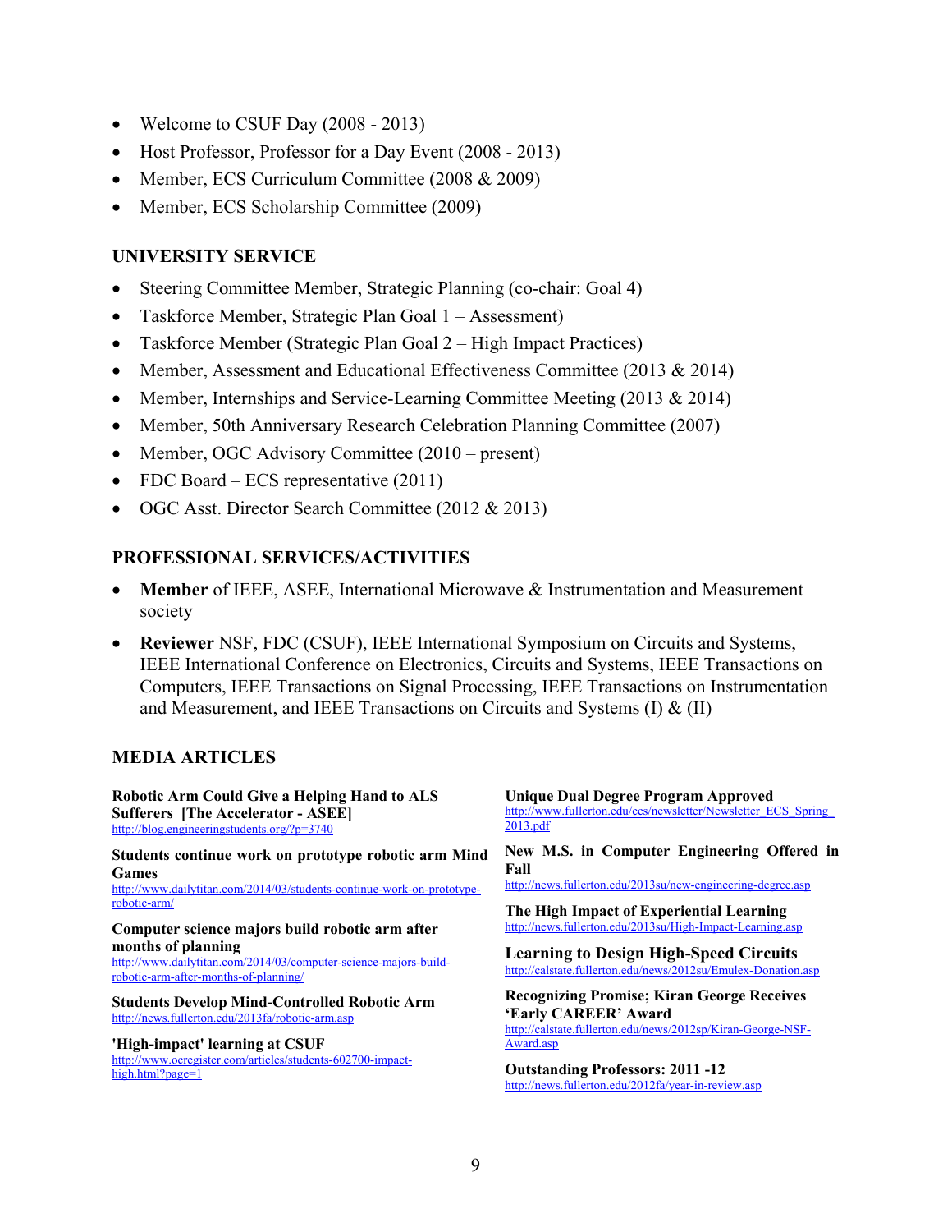- Welcome to CSUF Day (2008 - 2013)
- Host Professor, Professor for a Day Event (2008 - 2013)
- Member, ECS Curriculum Committee (2008 & 2009)
- Member, ECS Scholarship Committee (2009)

## UNIVERSITY SERVICE

- Steering Committee Member, Strategic Planning (co-chair: Goal 4)
- Taskforce Member, Strategic Plan Goal 1 – Assessment)
- Taskforce Member (Strategic Plan Goal 2 – High Impact Practices)
- Member, Assessment and Educational Effectiveness Committee (2013 & 2014)
- Member, Internships and Service-Learning Committee Meeting (2013 & 2014)
- Member, 50th Anniversary Research Celebration Planning Committee (2007)
- Member, OGC Advisory Committee (2010 – present)
- FDC Board – ECS representative (2011)
- OGC Asst. Director Search Committee (2012 & 2013)

## PROFESSIONAL SERVICES/ACTIVITIES

- **Member** of IEEE, ASEE, International Microwave & Instrumentation and Measurement society
- **Reviewer** NSF, FDC (CSUF), IEEE International Symposium on Circuits and Systems, IEEE International Conference on Electronics, Circuits and Systems, IEEE Transactions on Computers, IEEE Transactions on Signal Processing, IEEE Transactions on Instrumentation and Measurement, and IEEE Transactions on Circuits and Systems (I) & (II)

## MEDIA ARTICLES

**Robotic Arm Could Give a Helping Hand to ALS Sufferers [The Accelerator - ASEE]**
http://blog.engineeringstudents.org/?p=3740

**Students continue work on prototype robotic arm Mind Games**
http://www.dailytitan.com/2014/03/students-continue-work-on-prototype-robotic-arm/

**Computer science majors build robotic arm after months of planning**
http://www.dailytitan.com/2014/03/computer-science-majors-build-robotic-arm-after-months-of-planning/

**Students Develop Mind-Controlled Robotic Arm**
http://news.fullerton.edu/2013fa/robotic-arm.asp

**'High-impact' learning at CSUF**
http://www.ocregister.com/articles/students-602700-impact-high.html?page=1

**Unique Dual Degree Program Approved**
http://www.fullerton.edu/ecs/newsletter/Newsletter_ECS_Spring_2013.pdf

**New M.S. in Computer Engineering Offered in Fall**
http://news.fullerton.edu/2013su/new-engineering-degree.asp

**The High Impact of Experiential Learning**
http://news.fullerton.edu/2013su/High-Impact-Learning.asp

**Learning to Design High-Speed Circuits**
http://calstate.fullerton.edu/news/2012su/Emulex-Donation.asp

**Recognizing Promise; Kiran George Receives 'Early CAREER' Award**
http://calstate.fullerton.edu/news/2012sp/Kiran-George-NSF-Award.asp

**Outstanding Professors: 2011 -12**
http://news.fullerton.edu/2012fa/year-in-review.asp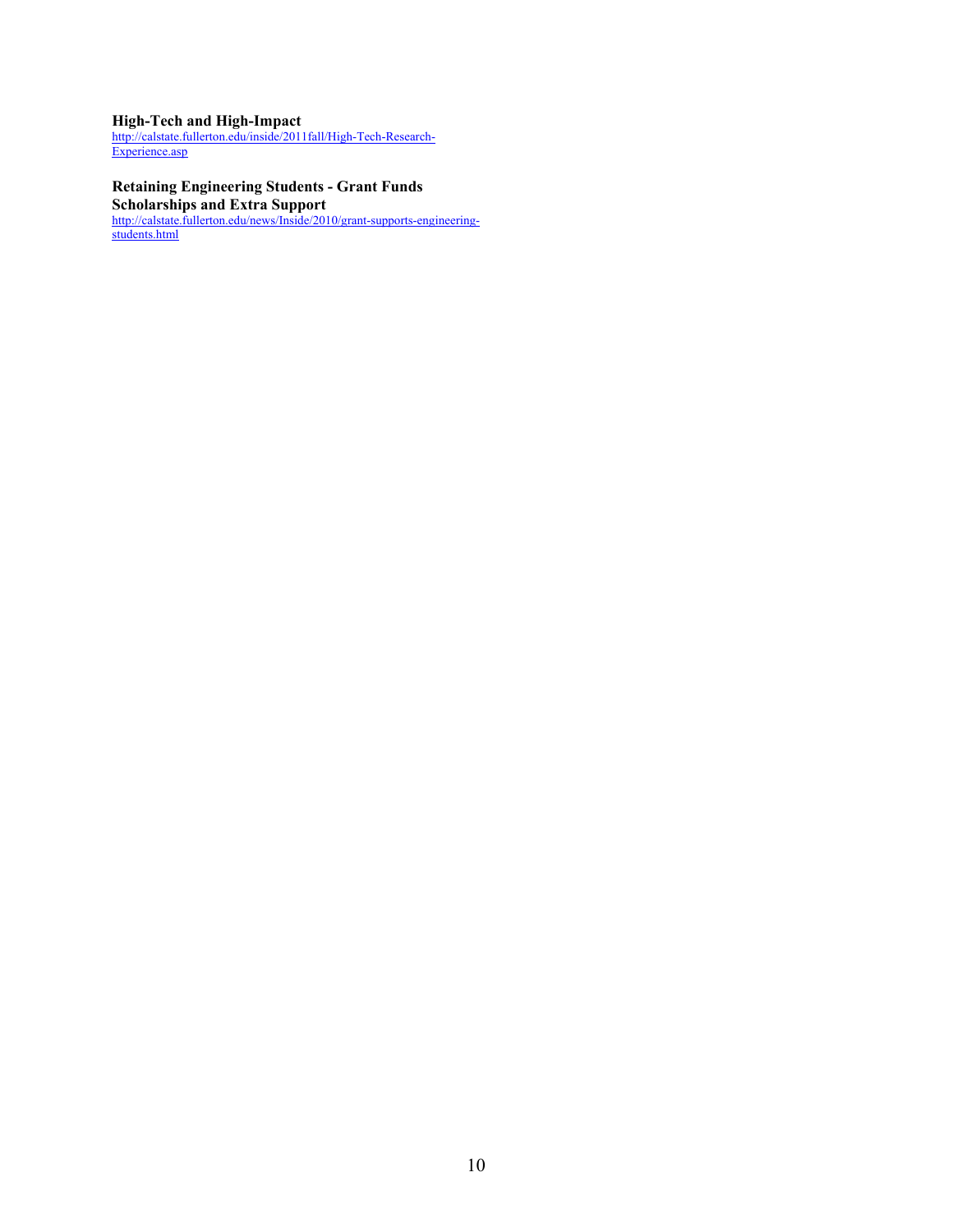**High-Tech and High-Impact**
http://calstate.fullerton.edu/inside/2011fall/High-Tech-Research-Experience.asp

**Retaining Engineering Students - Grant Funds Scholarships and Extra Support**
http://calstate.fullerton.edu/news/Inside/2010/grant-supports-engineering-students.html